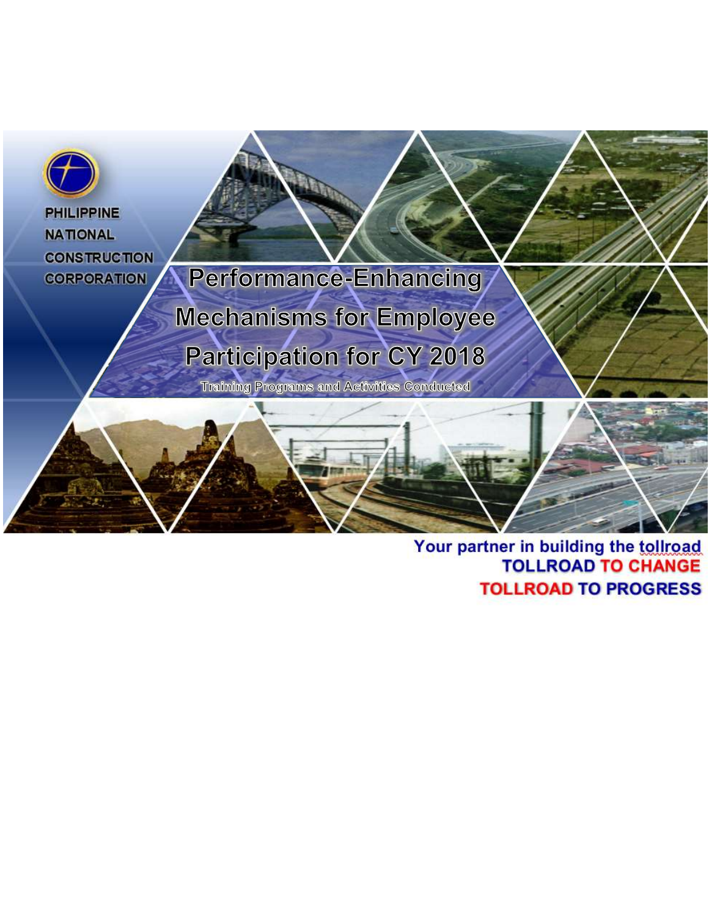PHILIPPINE
NATIONAL
CONSTRUCTION
CORPORATION

# Performance-Enhancing Mechanisms for Employee Participation for CY 2018

Training Programs and Activities Conducted

**Your partner in building the tollroad**
**TOLLROAD TO CHANGE**
**TOLLROAD TO PROGRESS**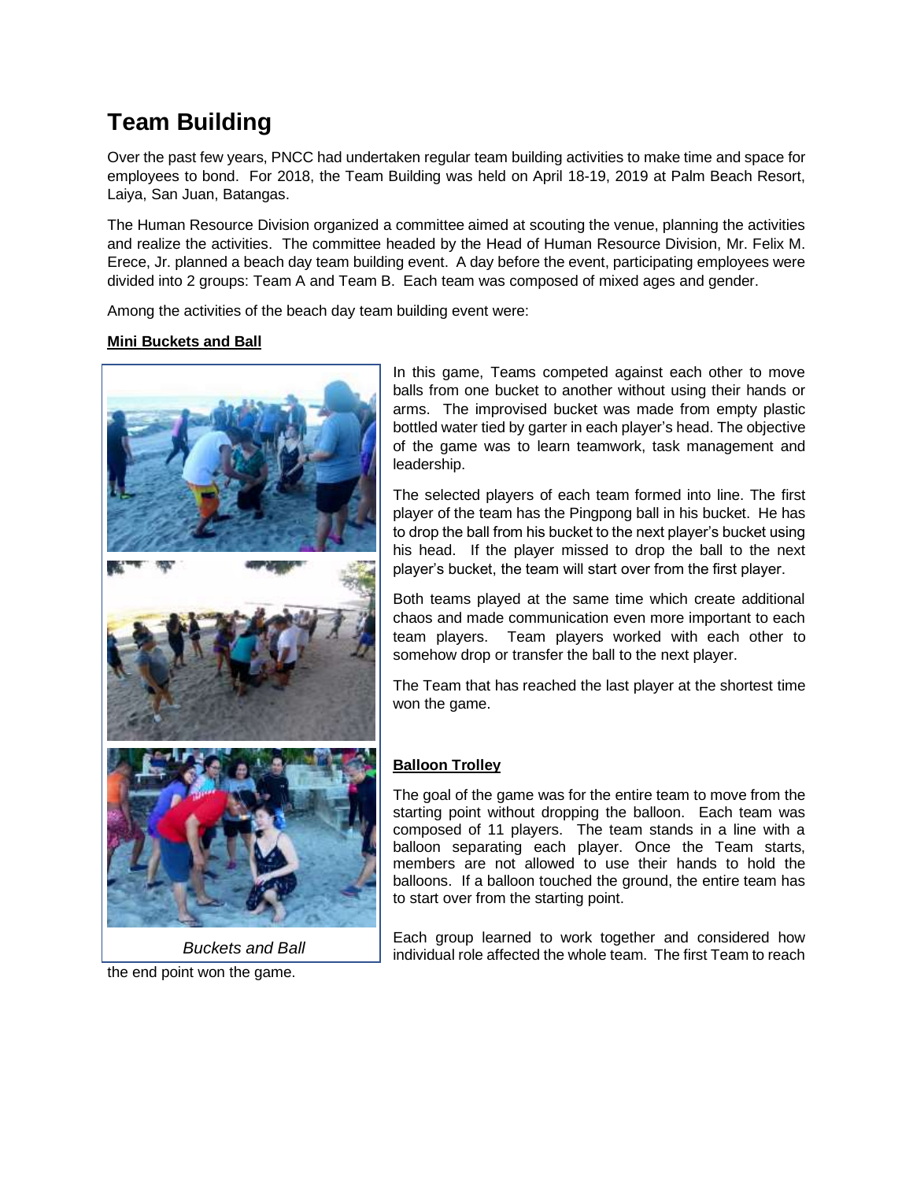# Team Building

Over the past few years, PNCC had undertaken regular team building activities to make time and space for employees to bond. For 2018, the Team Building was held on April 18-19, 2019 at Palm Beach Resort, Laiya, San Juan, Batangas.

The Human Resource Division organized a committee aimed at scouting the venue, planning the activities and realize the activities. The committee headed by the Head of Human Resource Division, Mr. Felix M. Erece, Jr. planned a beach day team building event. A day before the event, participating employees were divided into 2 groups: Team A and Team B. Each team was composed of mixed ages and gender.

Among the activities of the beach day team building event were:

**Mini Buckets and Ball**

*Buckets and Ball*

In this game, Teams competed against each other to move balls from one bucket to another without using their hands or arms. The improvised bucket was made from empty plastic bottled water tied by garter in each player's head. The objective of the game was to learn teamwork, task management and leadership.

The selected players of each team formed into line. The first player of the team has the Pingpong ball in his bucket. He has to drop the ball from his bucket to the next player's bucket using his head. If the player missed to drop the ball to the next player's bucket, the team will start over from the first player.

Both teams played at the same time which create additional chaos and made communication even more important to each team players. Team players worked with each other to somehow drop or transfer the ball to the next player.

The Team that has reached the last player at the shortest time won the game.

**Balloon Trolley**

The goal of the game was for the entire team to move from the starting point without dropping the balloon. Each team was composed of 11 players. The team stands in a line with a balloon separating each player. Once the Team starts, members are not allowed to use their hands to hold the balloons. If a balloon touched the ground, the entire team has to start over from the starting point.

Each group learned to work together and considered how individual role affected the whole team. The first Team to reach the end point won the game.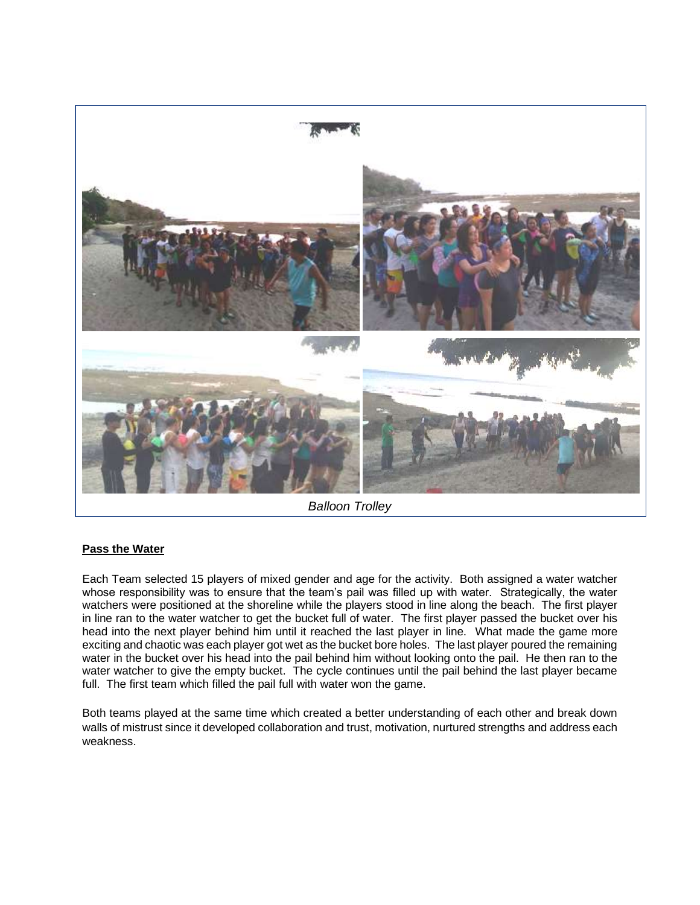*Balloon Trolley*

**Pass the Water**

Each Team selected 15 players of mixed gender and age for the activity. Both assigned a water watcher whose responsibility was to ensure that the team's pail was filled up with water. Strategically, the water watchers were positioned at the shoreline while the players stood in line along the beach. The first player in line ran to the water watcher to get the bucket full of water. The first player passed the bucket over his head into the next player behind him until it reached the last player in line. What made the game more exciting and chaotic was each player got wet as the bucket bore holes. The last player poured the remaining water in the bucket over his head into the pail behind him without looking onto the pail. He then ran to the water watcher to give the empty bucket. The cycle continues until the pail behind the last player became full. The first team which filled the pail full with water won the game.

Both teams played at the same time which created a better understanding of each other and break down walls of mistrust since it developed collaboration and trust, motivation, nurtured strengths and address each weakness.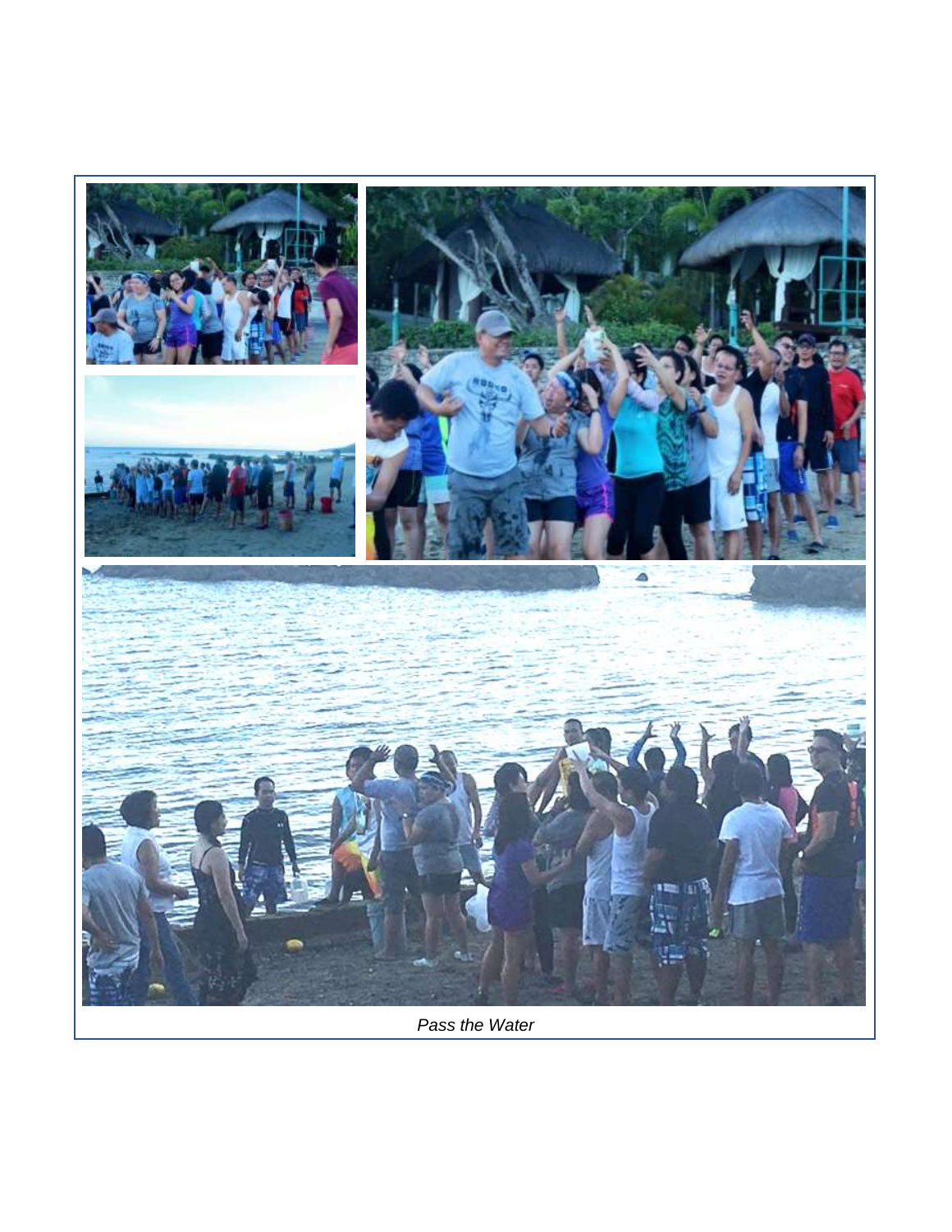*Pass the Water*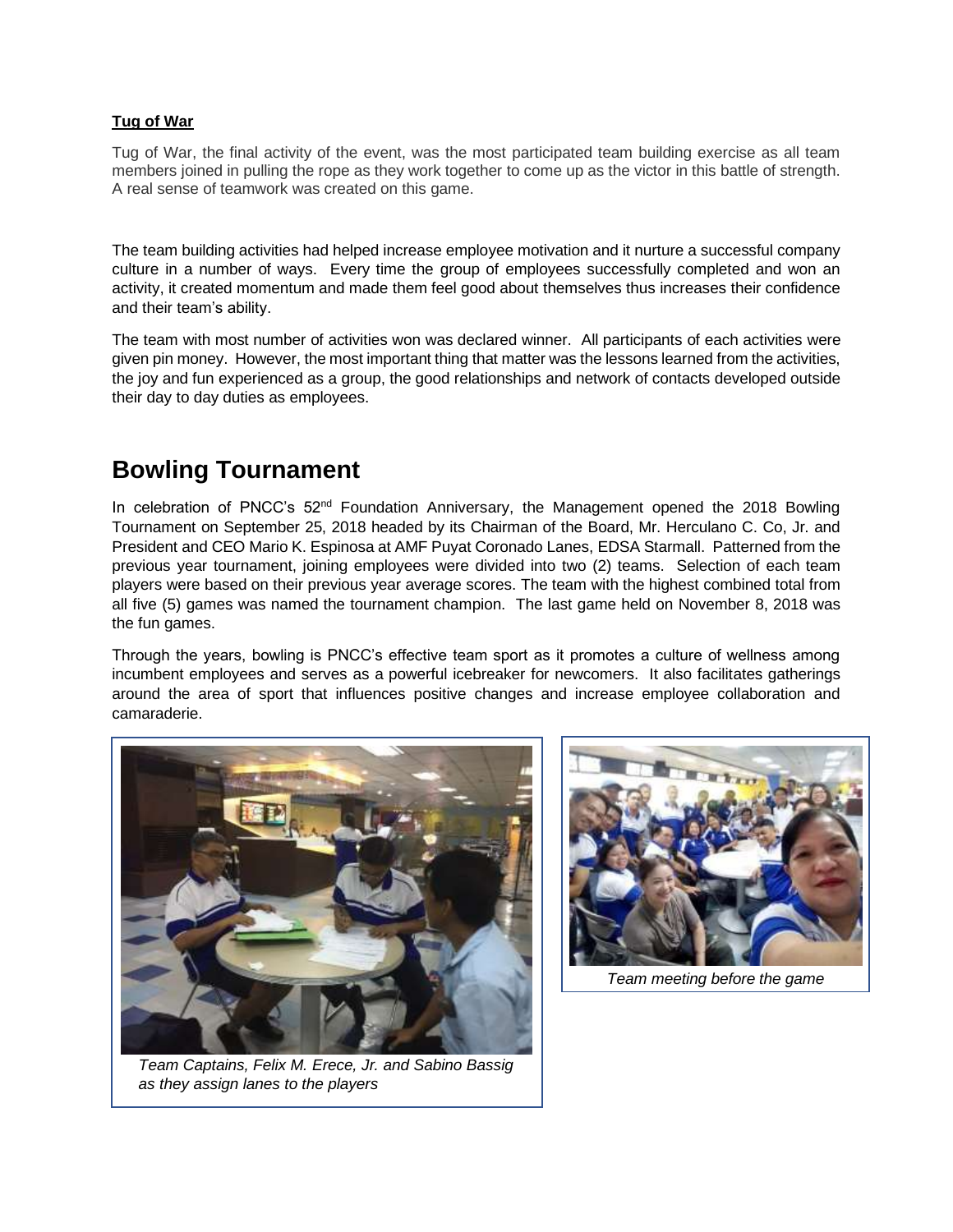**Tug of War**

Tug of War, the final activity of the event, was the most participated team building exercise as all team members joined in pulling the rope as they work together to come up as the victor in this battle of strength. A real sense of teamwork was created on this game.

The team building activities had helped increase employee motivation and it nurture a successful company culture in a number of ways. Every time the group of employees successfully completed and won an activity, it created momentum and made them feel good about themselves thus increases their confidence and their team's ability.

The team with most number of activities won was declared winner. All participants of each activities were given pin money. However, the most important thing that matter was the lessons learned from the activities, the joy and fun experienced as a group, the good relationships and network of contacts developed outside their day to day duties as employees.

# Bowling Tournament

In celebration of PNCC's 52nd Foundation Anniversary, the Management opened the 2018 Bowling Tournament on September 25, 2018 headed by its Chairman of the Board, Mr. Herculano C. Co, Jr. and President and CEO Mario K. Espinosa at AMF Puyat Coronado Lanes, EDSA Starmall. Patterned from the previous year tournament, joining employees were divided into two (2) teams. Selection of each team players were based on their previous year average scores. The team with the highest combined total from all five (5) games was named the tournament champion. The last game held on November 8, 2018 was the fun games.

Through the years, bowling is PNCC's effective team sport as it promotes a culture of wellness among incumbent employees and serves as a powerful icebreaker for newcomers. It also facilitates gatherings around the area of sport that influences positive changes and increase employee collaboration and camaraderie.

*Team Captains, Felix M. Erece, Jr. and Sabino Bassig as they assign lanes to the players*

*Team meeting before the game*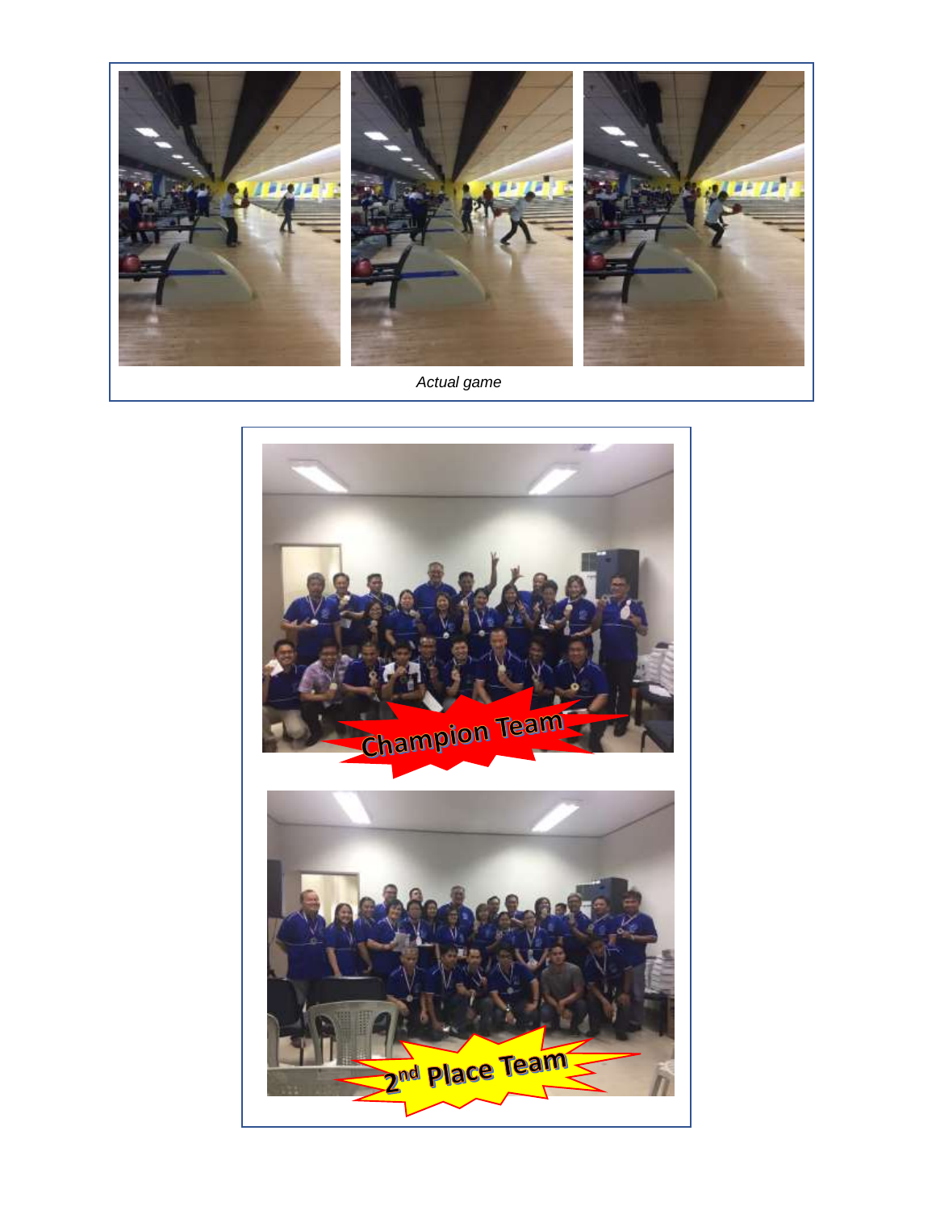*Actual game*

Champion Team

2nd Place Team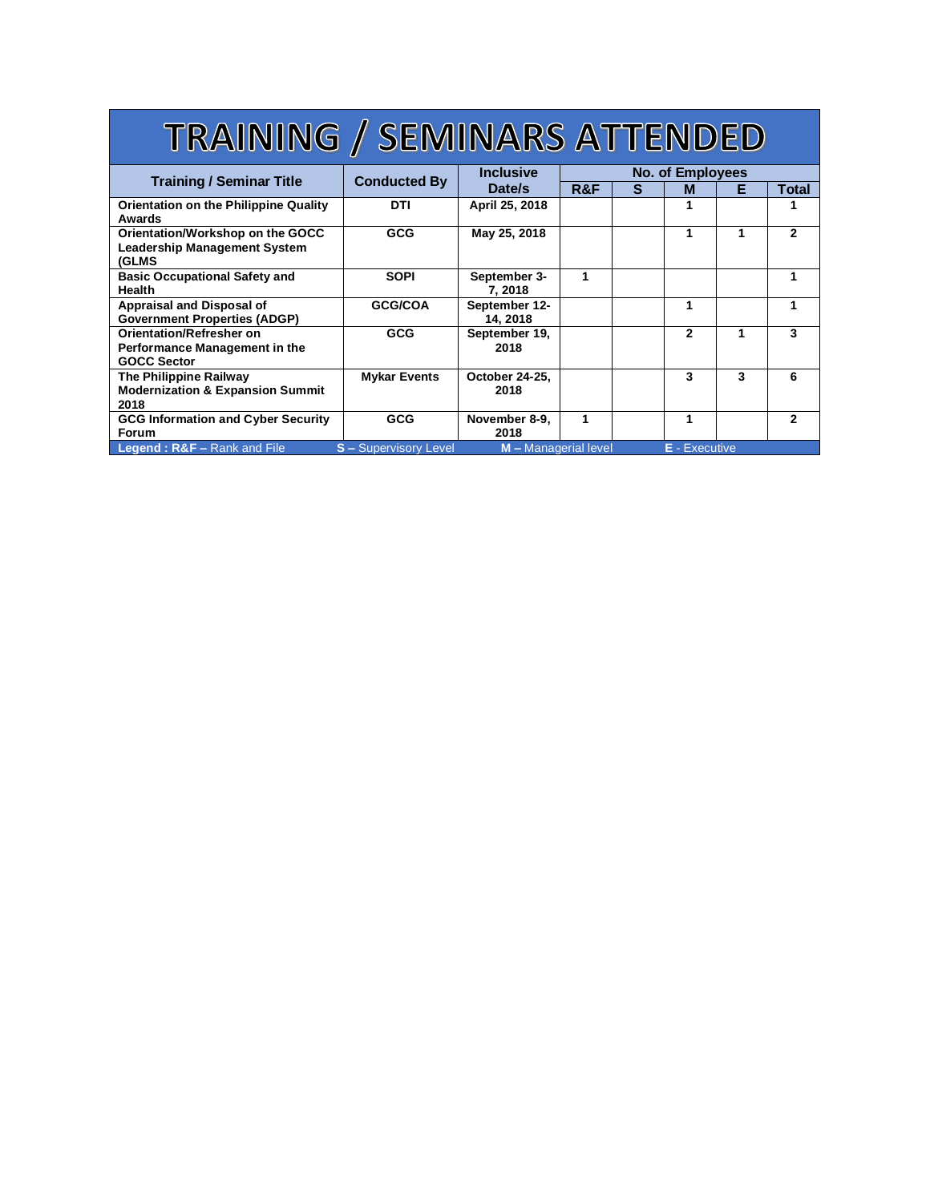# TRAINING / SEMINARS ATTENDED

| Training / Seminar Title | Conducted By | Inclusive Date/s | No. of Employees | | | | |
|---|---|---|---|---|---|---|---|
| | | | R&F | S | M | E | Total |
| Orientation on the Philippine Quality Awards | DTI | April 25, 2018 | | | 1 | | 1 |
| Orientation/Workshop on the GOCC Leadership Management System (GLMS | GCG | May 25, 2018 | | | 1 | 1 | 2 |
| Basic Occupational Safety and Health | SOPI | September 3-7, 2018 | 1 | | | | 1 |
| Appraisal and Disposal of Government Properties (ADGP) | GCG/COA | September 12-14, 2018 | | | 1 | | 1 |
| Orientation/Refresher on Performance Management in the GOCC Sector | GCG | September 19, 2018 | | | 2 | 1 | 3 |
| The Philippine Railway Modernization & Expansion Summit 2018 | Mykar Events | October 24-25, 2018 | | | 3 | 3 | 6 |
| GCG Information and Cyber Security Forum | GCG | November 8-9, 2018 | 1 | | 1 | | 2 |

**Legend : R&F –** Rank and File **S –** Supervisory Level **M –** Managerial level **E** - Executive